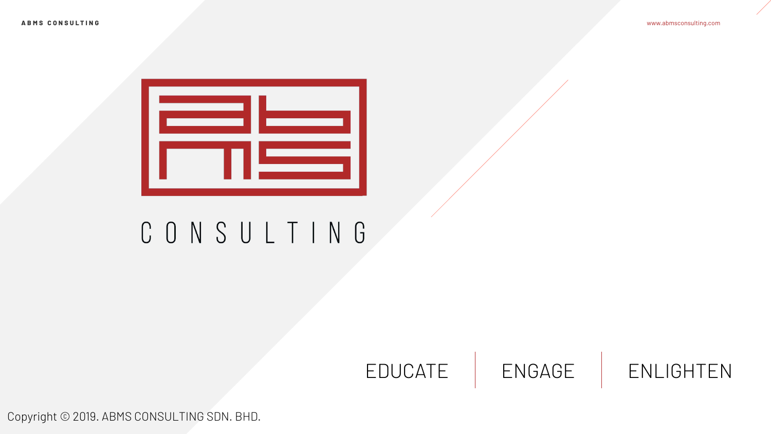ABMS CONSULTING

www.abmsconsulting.com

# CONSULTING

EDUCATE | ENGAGE | ENLIGHTEN

Copyright © 2019. ABMS CONSULTING SDN. BHD.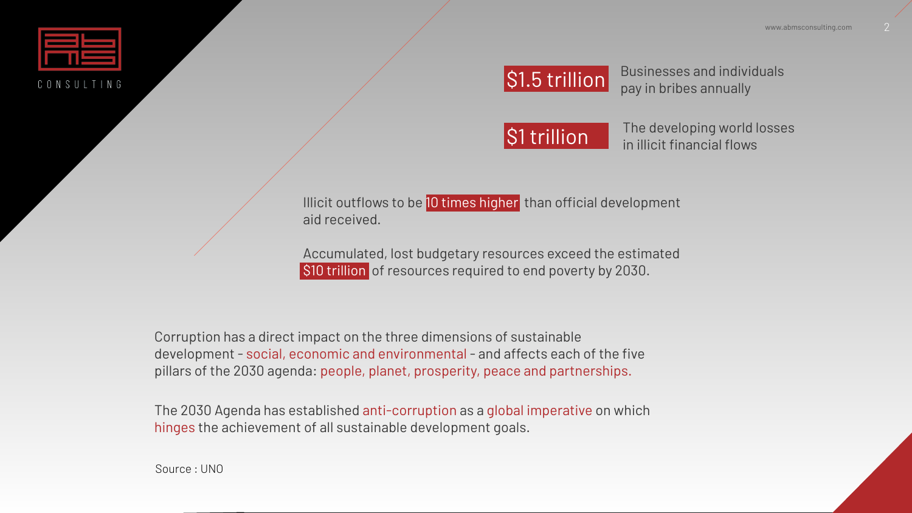**$1.5 trillion** Businesses and individuals pay in bribes annually

**$1 trillion** The developing world losses in illicit financial flows

Illicit outflows to be **10 times higher** than official development aid received.

Accumulated, lost budgetary resources exceed the estimated **$10 trillion** of resources required to end poverty by 2030.

Corruption has a direct impact on the three dimensions of sustainable development - social, economic and environmental - and affects each of the five pillars of the 2030 agenda: people, planet, prosperity, peace and partnerships.

The 2030 Agenda has established anti-corruption as a global imperative on which hinges the achievement of all sustainable development goals.

Source : UNO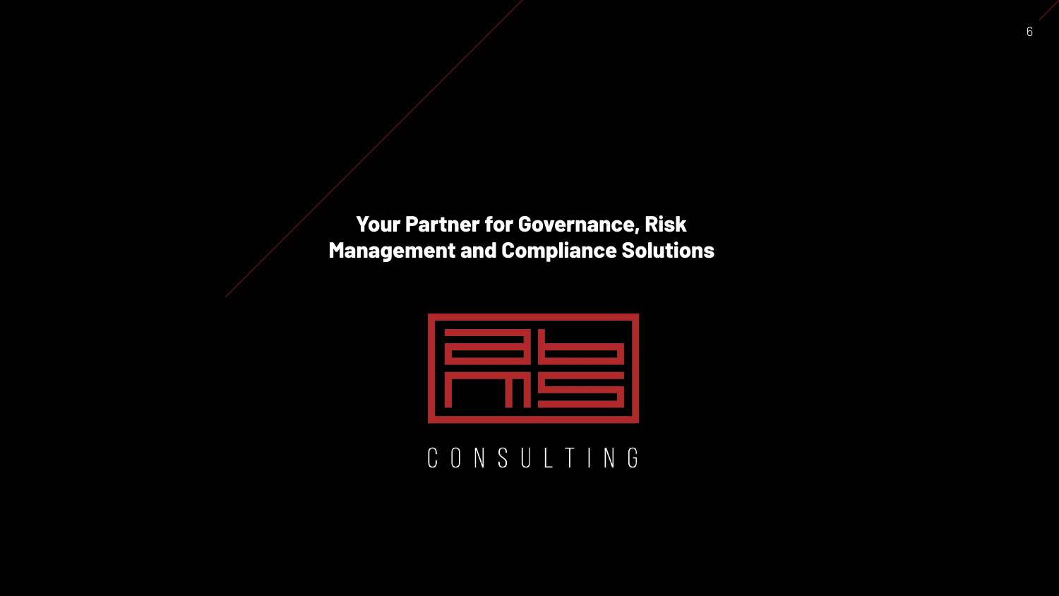**Your Partner for Governance, Risk Management and Compliance Solutions**

CONSULTING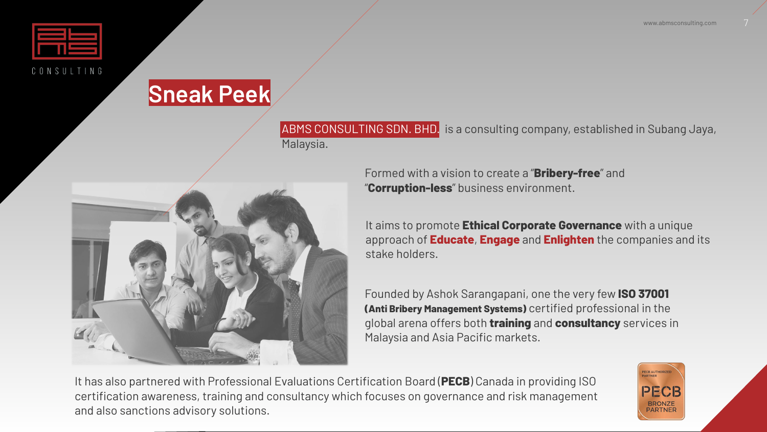# Sneak Peek

ABMS CONSULTING SDN. BHD. is a consulting company, established in Subang Jaya, Malaysia.

Formed with a vision to create a "**Bribery-free**" and "**Corruption-less**" business environment.

It aims to promote **Ethical Corporate Governance** with a unique approach of **Educate**, **Engage** and **Enlighten** the companies and its stake holders.

Founded by Ashok Sarangapani, one the very few **ISO 37001 (Anti Bribery Management Systems)** certified professional in the global arena offers both **training** and **consultancy** services in Malaysia and Asia Pacific markets.

It has also partnered with Professional Evaluations Certification Board (**PECB**) Canada in providing ISO certification awareness, training and consultancy which focuses on governance and risk management and also sanctions advisory solutions.

PECB AUTHORIZED PARTNER
PECB
BRONZE PARTNER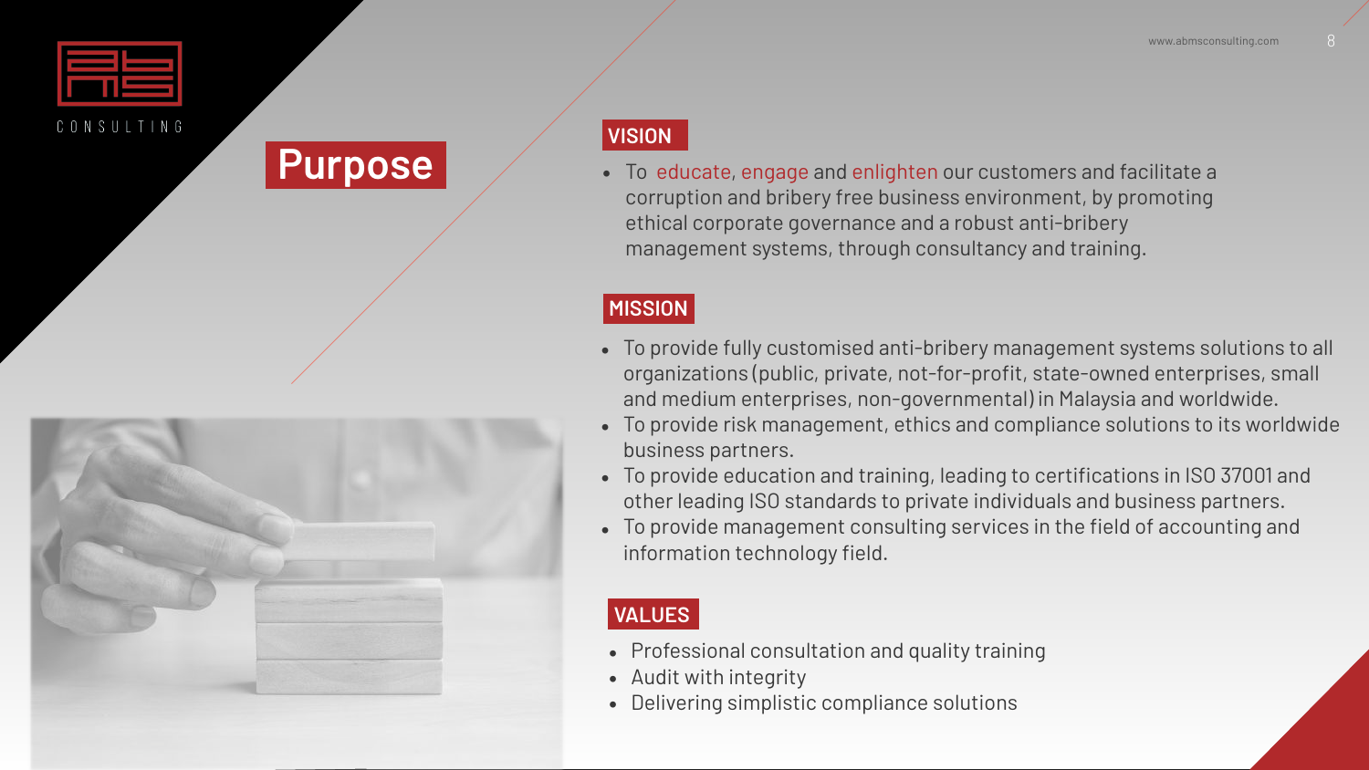# Purpose

## VISION

- To educate, engage and enlighten our customers and facilitate a corruption and bribery free business environment, by promoting ethical corporate governance and a robust anti-bribery management systems, through consultancy and training.

## MISSION

- To provide fully customised anti-bribery management systems solutions to all organizations (public, private, not-for-profit, state-owned enterprises, small and medium enterprises, non-governmental) in Malaysia and worldwide.
- To provide risk management, ethics and compliance solutions to its worldwide business partners.
- To provide education and training, leading to certifications in ISO 37001 and other leading ISO standards to private individuals and business partners.
- To provide management consulting services in the field of accounting and information technology field.

## VALUES

- Professional consultation and quality training
- Audit with integrity
- Delivering simplistic compliance solutions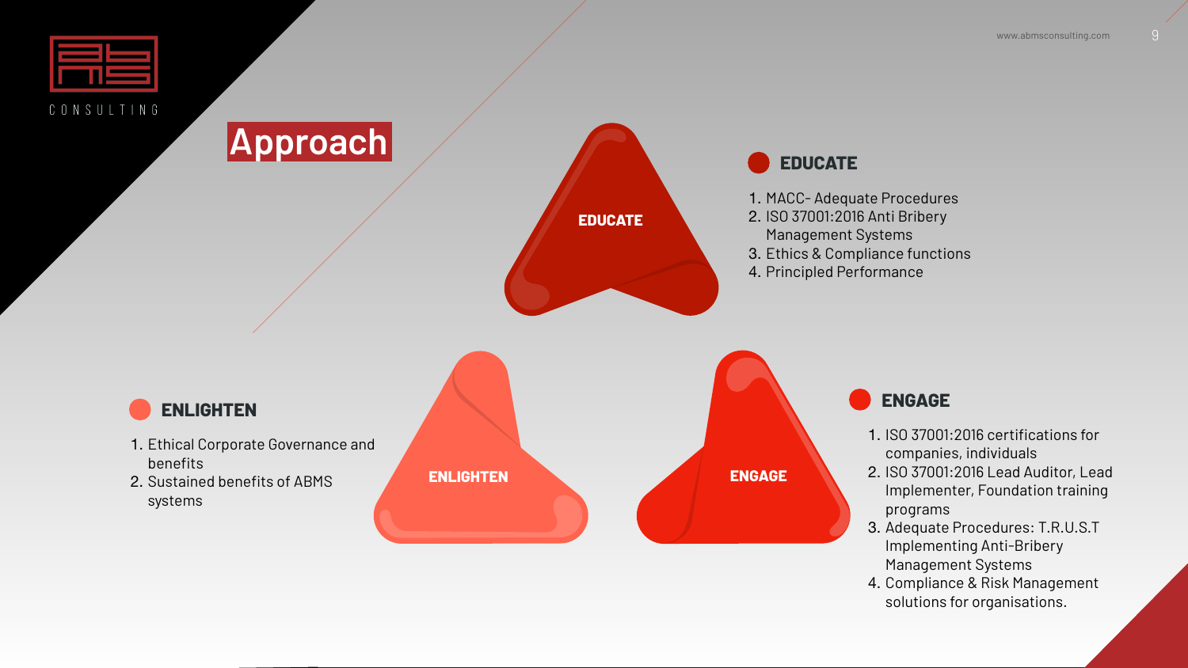# Approach

## EDUCATE

1. MACC- Adequate Procedures
2. ISO 37001:2016 Anti Bribery Management Systems
3. Ethics & Compliance functions
4. Principled Performance

## ENLIGHTEN

1. Ethical Corporate Governance and benefits
2. Sustained benefits of ABMS systems

## ENGAGE

1. ISO 37001:2016 certifications for companies, individuals
2. ISO 37001:2016 Lead Auditor, Lead Implementer, Foundation training programs
3. Adequate Procedures: T.R.U.S.T Implementing Anti-Bribery Management Systems
4. Compliance & Risk Management solutions for organisations.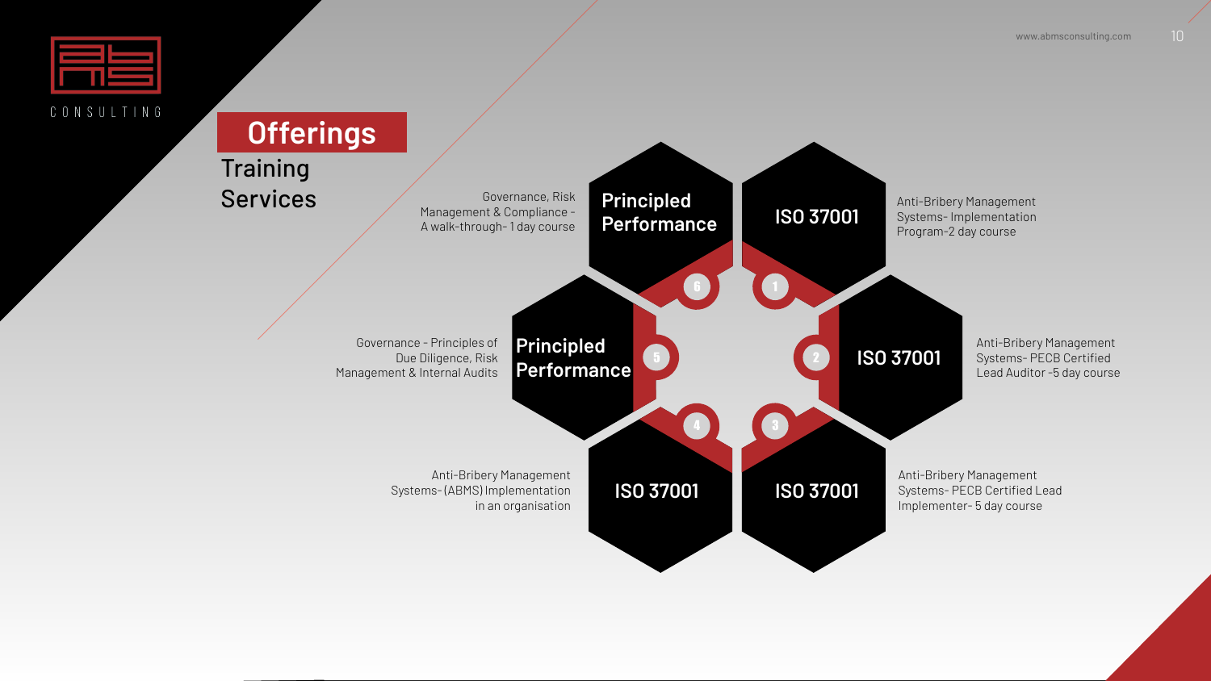# Offerings

## Training Services

1. **ISO 37001** — Anti-Bribery Management Systems- Implementation Program-2 day course
2. **ISO 37001** — Anti-Bribery Management Systems- PECB Certified Lead Auditor -5 day course
3. **ISO 37001** — Anti-Bribery Management Systems- PECB Certified Lead Implementer- 5 day course
4. **ISO 37001** — Anti-Bribery Management Systems- (ABMS) Implementation in an organisation
5. **Principled Performance** — Governance - Principles of Due Diligence, Risk Management & Internal Audits
6. **Principled Performance** — Governance, Risk Management & Compliance - A walk-through- 1 day course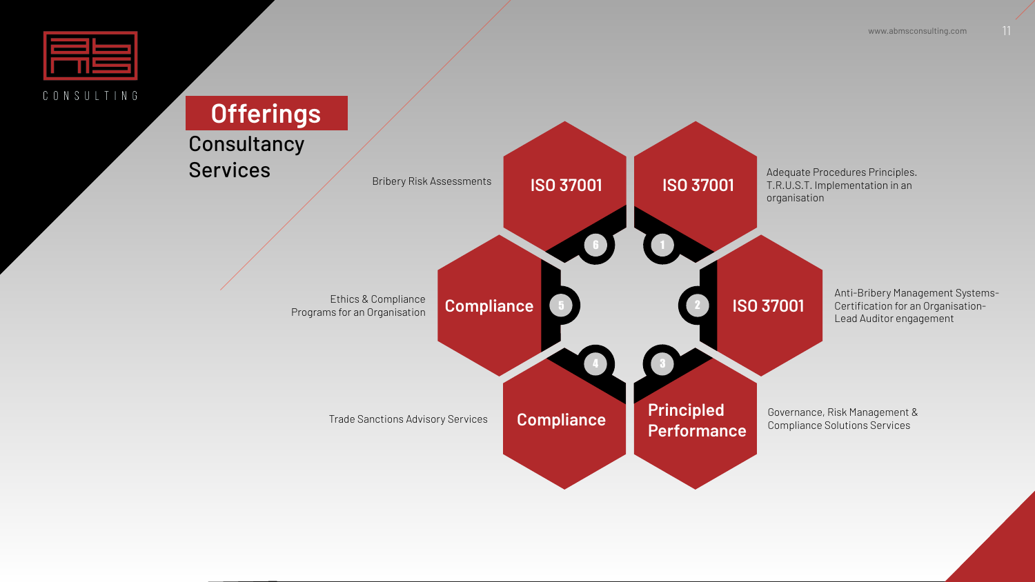# Offerings

## Consultancy Services

1. **ISO 37001** — Adequate Procedures Principles. T.R.U.S.T. Implementation in an organisation
2. **ISO 37001** — Anti-Bribery Management Systems-Certification for an Organisation-Lead Auditor engagement
3. **Principled Performance** — Governance, Risk Management & Compliance Solutions Services
4. **Compliance** — Trade Sanctions Advisory Services
5. **Compliance** — Ethics & Compliance Programs for an Organisation
6. **ISO 37001** — Bribery Risk Assessments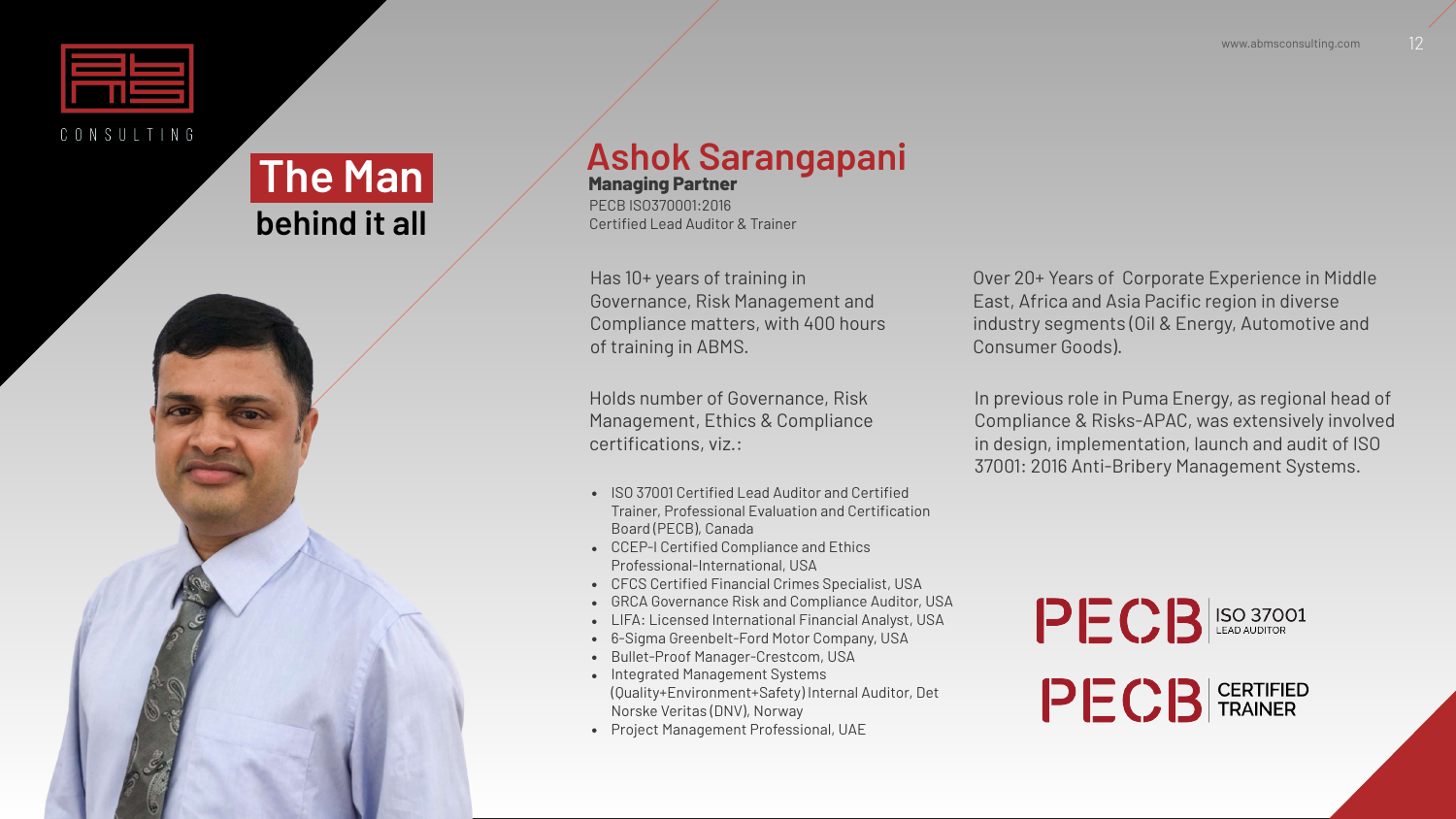## The Man behind it all

# Ashok Sarangapani

**Managing Partner**

PECB ISO370001:2016
Certified Lead Auditor & Trainer

Has 10+ years of training in Governance, Risk Management and Compliance matters, with 400 hours of training in ABMS.

Holds number of Governance, Risk Management, Ethics & Compliance certifications, viz.:

- ISO 37001 Certified Lead Auditor and Certified Trainer, Professional Evaluation and Certification Board (PECB), Canada
- CCEP-I Certified Compliance and Ethics Professional-International, USA
- CFCS Certified Financial Crimes Specialist, USA
- GRCA Governance Risk and Compliance Auditor, USA
- LIFA: Licensed International Financial Analyst, USA
- 6-Sigma Greenbelt-Ford Motor Company, USA
- Bullet-Proof Manager-Crestcom, USA
- Integrated Management Systems (Quality+Environment+Safety) Internal Auditor, Det Norske Veritas (DNV), Norway
- Project Management Professional, UAE

Over 20+ Years of Corporate Experience in Middle East, Africa and Asia Pacific region in diverse industry segments (Oil & Energy, Automotive and Consumer Goods).

In previous role in Puma Energy, as regional head of Compliance & Risks-APAC, was extensively involved in design, implementation, launch and audit of ISO 37001: 2016 Anti-Bribery Management Systems.

PECB ISO 37001 LEAD AUDITOR

PECB CERTIFIED TRAINER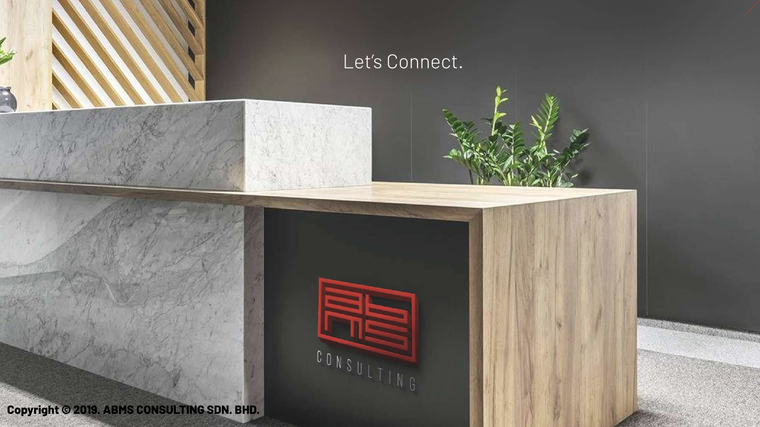Let's Connect.

Copyright © 2019. ABMS CONSULTING SDN. BHD.